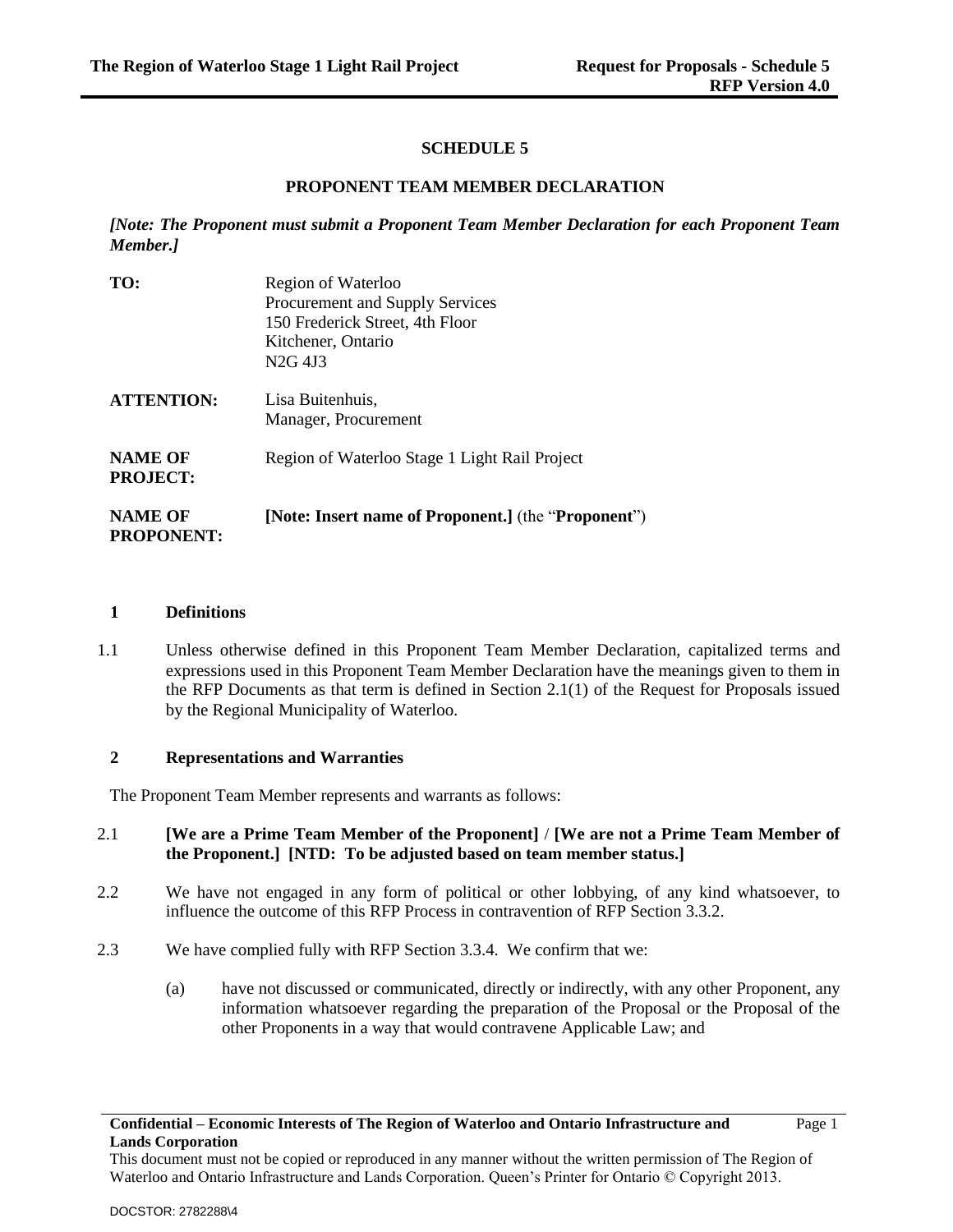# SCHEDULE 5

## PROPONENT TEAM MEMBER DECLARATION

***[Note: The Proponent must submit a Proponent Team Member Declaration for each Proponent Team Member.]***

| | |
|---|---|
| **TO:** | Region of Waterloo<br>Procurement and Supply Services<br>150 Frederick Street, 4th Floor<br>Kitchener, Ontario<br>N2G 4J3 |
| **ATTENTION:** | Lisa Buitenhuis,<br>Manager, Procurement |
| **NAME OF PROJECT:** | Region of Waterloo Stage 1 Light Rail Project |
| **NAME OF PROPONENT:** | **[Note: Insert name of Proponent.]** (the "**Proponent**") |

### 1 Definitions

1.1 Unless otherwise defined in this Proponent Team Member Declaration, capitalized terms and expressions used in this Proponent Team Member Declaration have the meanings given to them in the RFP Documents as that term is defined in Section 2.1(1) of the Request for Proposals issued by the Regional Municipality of Waterloo.

### 2 Representations and Warranties

The Proponent Team Member represents and warrants as follows:

2.1 **[We are a Prime Team Member of the Proponent] / [We are not a Prime Team Member of the Proponent.] [NTD: To be adjusted based on team member status.]**

2.2 We have not engaged in any form of political or other lobbying, of any kind whatsoever, to influence the outcome of this RFP Process in contravention of RFP Section 3.3.2.

2.3 We have complied fully with RFP Section 3.3.4. We confirm that we:

(a) have not discussed or communicated, directly or indirectly, with any other Proponent, any information whatsoever regarding the preparation of the Proposal or the Proposal of the other Proponents in a way that would contravene Applicable Law; and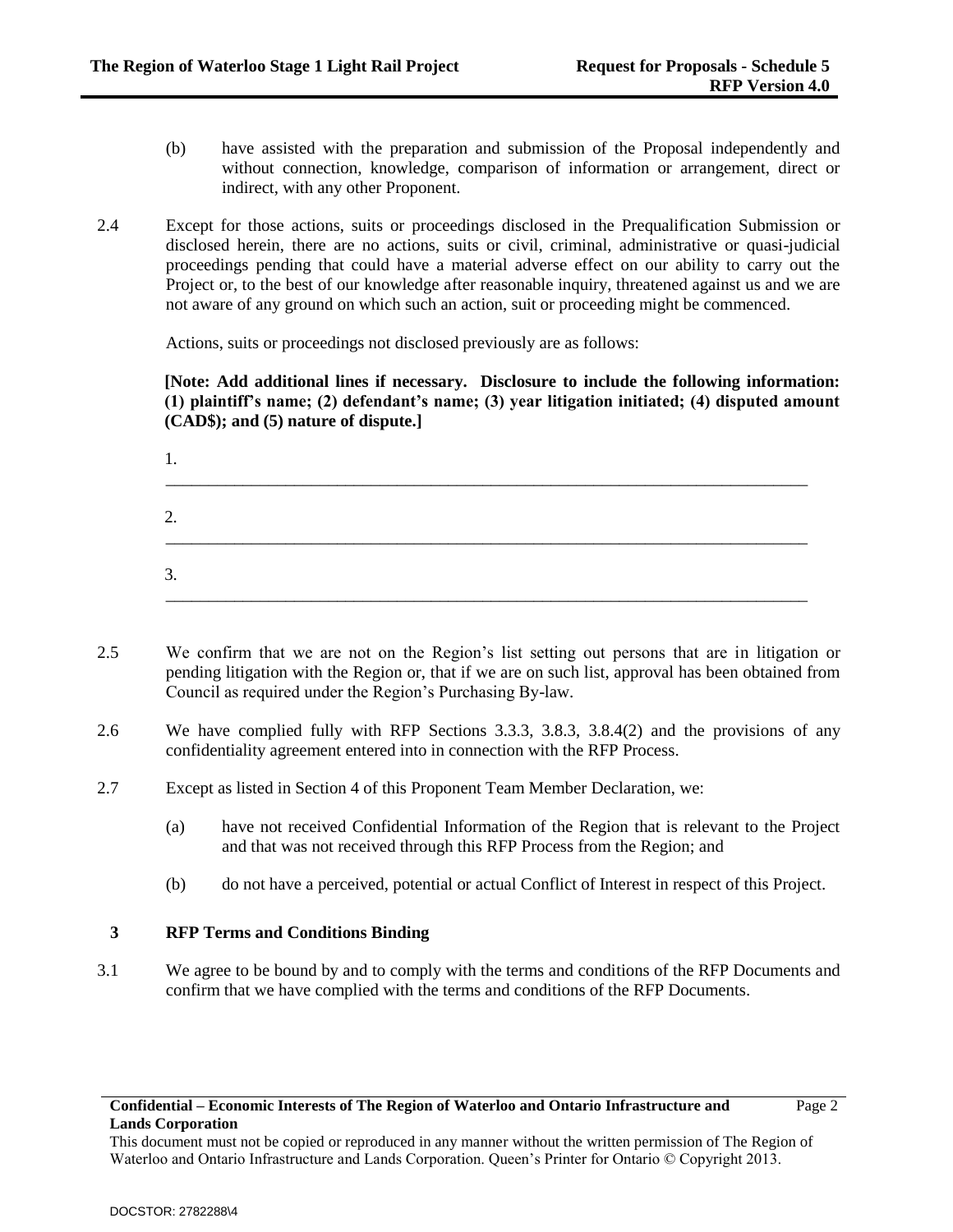(b) have assisted with the preparation and submission of the Proposal independently and without connection, knowledge, comparison of information or arrangement, direct or indirect, with any other Proponent.

2.4 Except for those actions, suits or proceedings disclosed in the Prequalification Submission or disclosed herein, there are no actions, suits or civil, criminal, administrative or quasi-judicial proceedings pending that could have a material adverse effect on our ability to carry out the Project or, to the best of our knowledge after reasonable inquiry, threatened against us and we are not aware of any ground on which such an action, suit or proceeding might be commenced.

Actions, suits or proceedings not disclosed previously are as follows:

**[Note: Add additional lines if necessary. Disclosure to include the following information: (1) plaintiff's name; (2) defendant's name; (3) year litigation initiated; (4) disputed amount (CAD$); and (5) nature of dispute.]**

1. ______________________________________________________________________________

2. ______________________________________________________________________________

3. ______________________________________________________________________________

2.5 We confirm that we are not on the Region's list setting out persons that are in litigation or pending litigation with the Region or, that if we are on such list, approval has been obtained from Council as required under the Region's Purchasing By-law.

2.6 We have complied fully with RFP Sections 3.3.3, 3.8.3, 3.8.4(2) and the provisions of any confidentiality agreement entered into in connection with the RFP Process.

2.7 Except as listed in Section 4 of this Proponent Team Member Declaration, we:

(a) have not received Confidential Information of the Region that is relevant to the Project and that was not received through this RFP Process from the Region; and

(b) do not have a perceived, potential or actual Conflict of Interest in respect of this Project.

## 3 RFP Terms and Conditions Binding

3.1 We agree to be bound by and to comply with the terms and conditions of the RFP Documents and confirm that we have complied with the terms and conditions of the RFP Documents.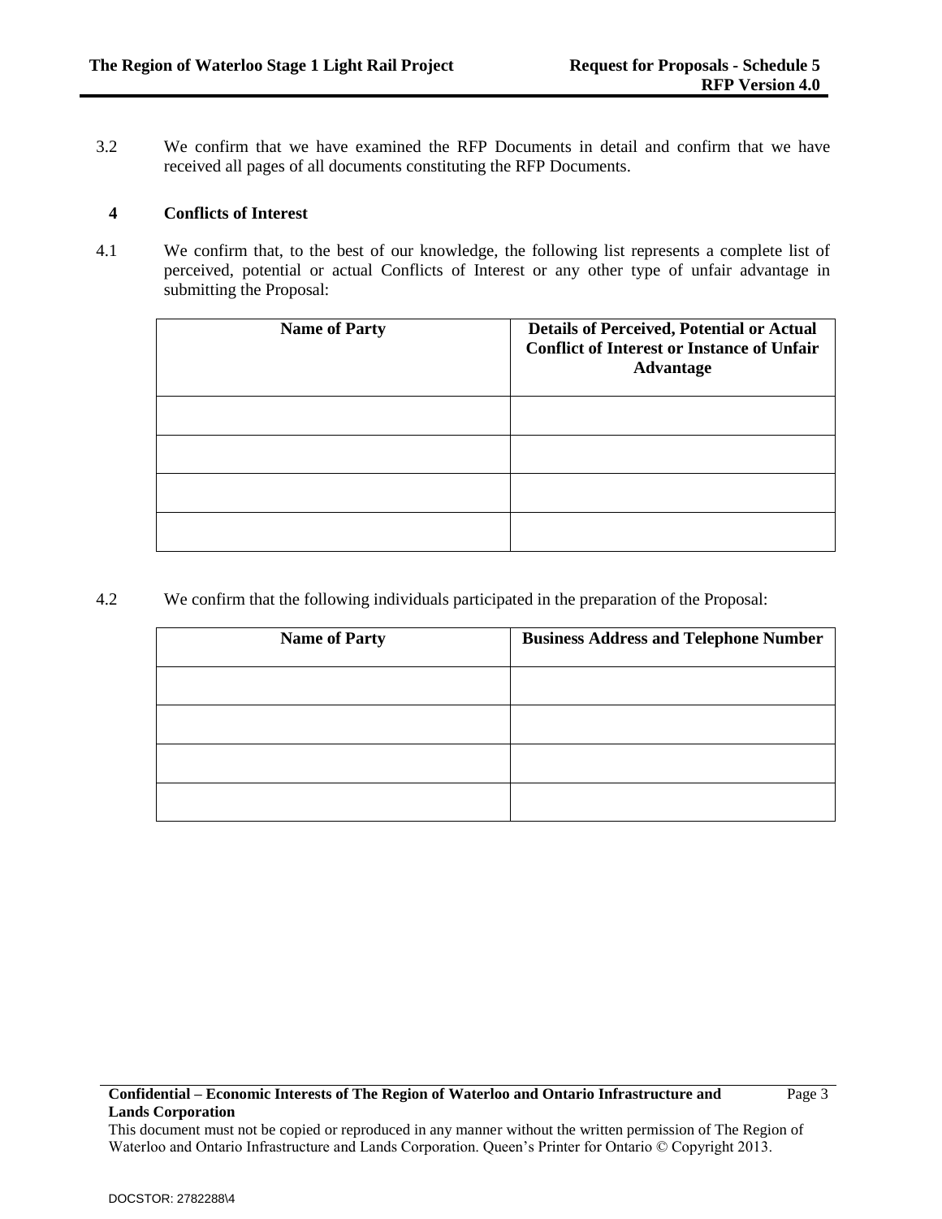3.2 We confirm that we have examined the RFP Documents in detail and confirm that we have received all pages of all documents constituting the RFP Documents.

## 4 Conflicts of Interest

4.1 We confirm that, to the best of our knowledge, the following list represents a complete list of perceived, potential or actual Conflicts of Interest or any other type of unfair advantage in submitting the Proposal:

| Name of Party | Details of Perceived, Potential or Actual Conflict of Interest or Instance of Unfair Advantage |
|---|---|
| | |
| | |
| | |
| | |

4.2 We confirm that the following individuals participated in the preparation of the Proposal:

| Name of Party | Business Address and Telephone Number |
|---|---|
| | |
| | |
| | |
| | |

**Confidential – Economic Interests of The Region of Waterloo and Ontario Infrastructure and Lands Corporation**

This document must not be copied or reproduced in any manner without the written permission of The Region of Waterloo and Ontario Infrastructure and Lands Corporation. Queen's Printer for Ontario © Copyright 2013.

DOCSTOR: 2782288\4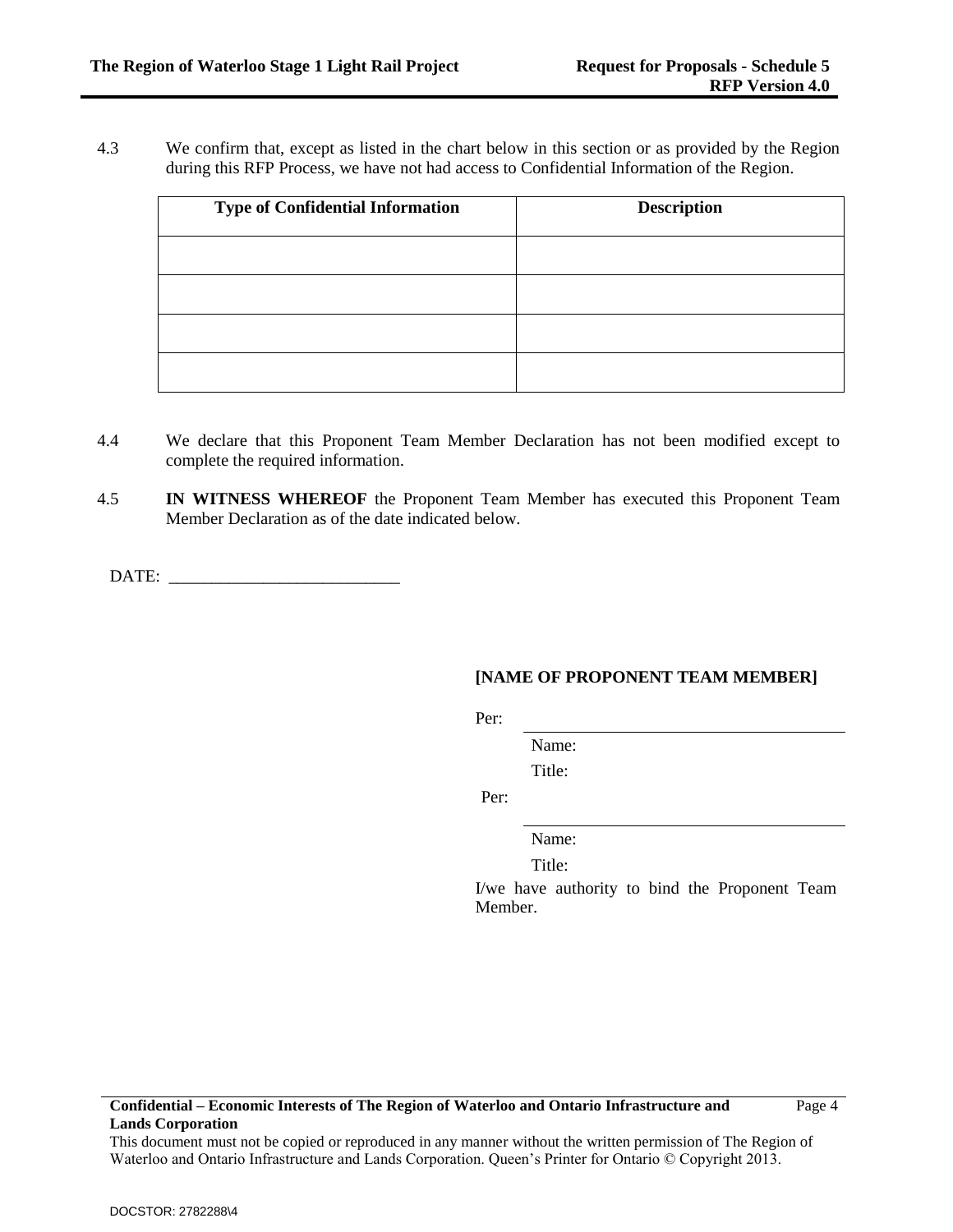4.3 We confirm that, except as listed in the chart below in this section or as provided by the Region during this RFP Process, we have not had access to Confidential Information of the Region.

| Type of Confidential Information | Description |
|---|---|
| | |
| | |
| | |
| | |

4.4 We declare that this Proponent Team Member Declaration has not been modified except to complete the required information.

4.5 **IN WITNESS WHEREOF** the Proponent Team Member has executed this Proponent Team Member Declaration as of the date indicated below.

DATE: ___________________________

**[NAME OF PROPONENT TEAM MEMBER]**

Per: ______________________________

Name:

Title:

Per: ______________________________

Name:

Title:

I/we have authority to bind the Proponent Team Member.

**Confidential – Economic Interests of The Region of Waterloo and Ontario Infrastructure and Lands Corporation**

This document must not be copied or reproduced in any manner without the written permission of The Region of Waterloo and Ontario Infrastructure and Lands Corporation. Queen's Printer for Ontario © Copyright 2013.

DOCSTOR: 2782288\4